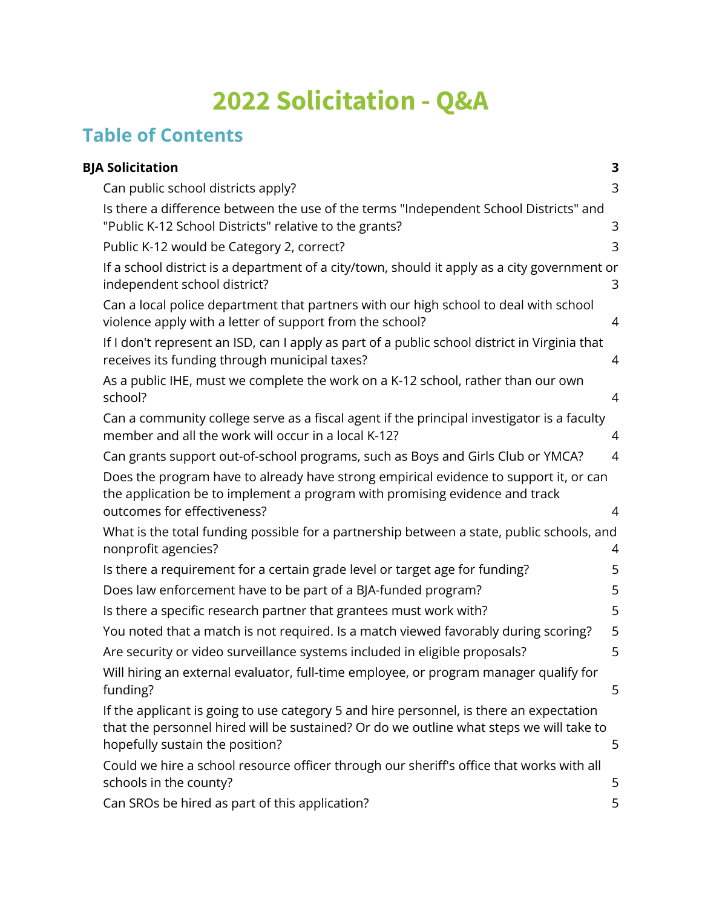# 2022 Solicitation - Q&A

## Table of Contents

**BJA Solicitation** **3**

- Can public school districts apply? 3
- Is there a difference between the use of the terms "Independent School Districts" and "Public K-12 School Districts" relative to the grants? 3
- Public K-12 would be Category 2, correct? 3
- If a school district is a department of a city/town, should it apply as a city government or independent school district? 3
- Can a local police department that partners with our high school to deal with school violence apply with a letter of support from the school? 4
- If I don't represent an ISD, can I apply as part of a public school district in Virginia that receives its funding through municipal taxes? 4
- As a public IHE, must we complete the work on a K-12 school, rather than our own school? 4
- Can a community college serve as a fiscal agent if the principal investigator is a faculty member and all the work will occur in a local K-12? 4
- Can grants support out-of-school programs, such as Boys and Girls Club or YMCA? 4
- Does the program have to already have strong empirical evidence to support it, or can the application be to implement a program with promising evidence and track outcomes for effectiveness? 4
- What is the total funding possible for a partnership between a state, public schools, and nonprofit agencies? 4
- Is there a requirement for a certain grade level or target age for funding? 5
- Does law enforcement have to be part of a BJA-funded program? 5
- Is there a specific research partner that grantees must work with? 5
- You noted that a match is not required. Is a match viewed favorably during scoring? 5
- Are security or video surveillance systems included in eligible proposals? 5
- Will hiring an external evaluator, full-time employee, or program manager qualify for funding? 5
- If the applicant is going to use category 5 and hire personnel, is there an expectation that the personnel hired will be sustained? Or do we outline what steps we will take to hopefully sustain the position? 5
- Could we hire a school resource officer through our sheriff's office that works with all schools in the county? 5
- Can SROs be hired as part of this application? 5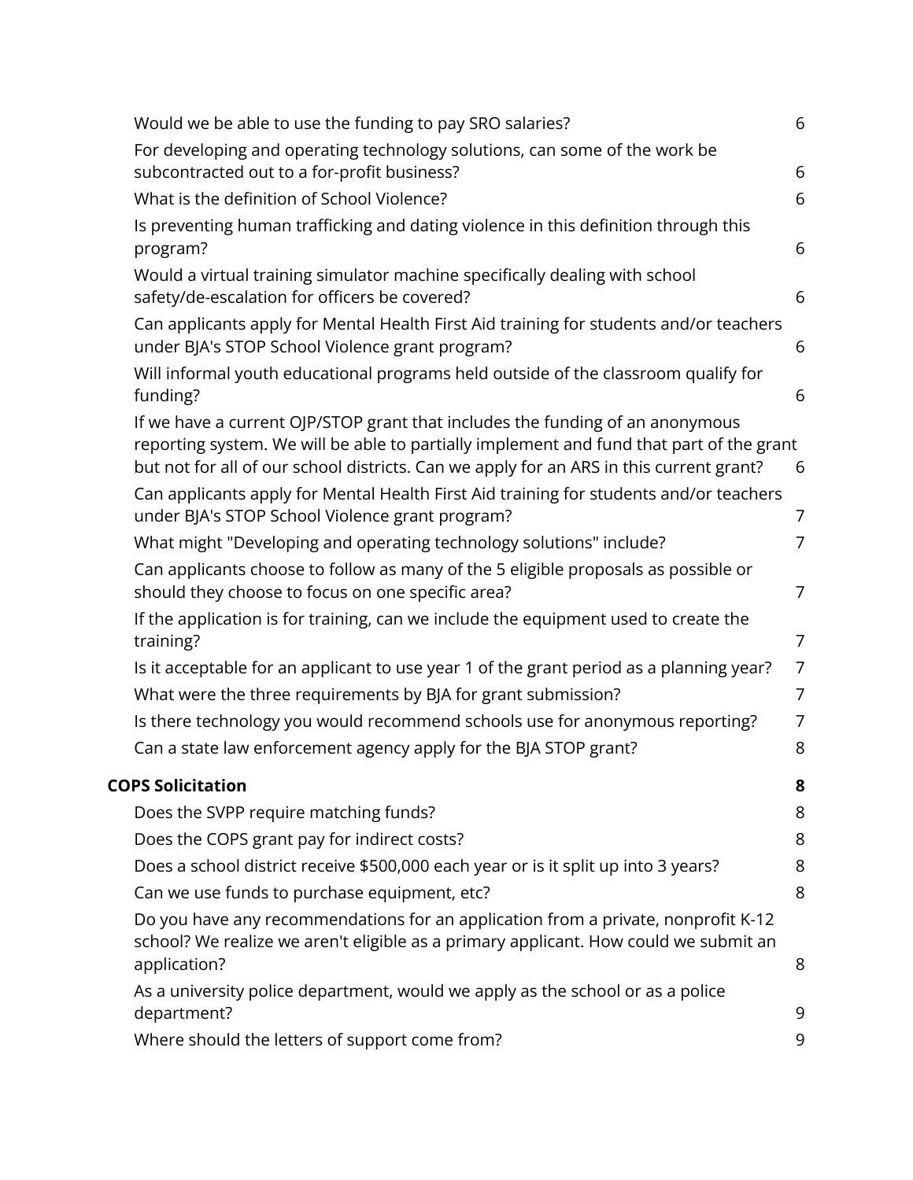- Would we be able to use the funding to pay SRO salaries? 6
- For developing and operating technology solutions, can some of the work be subcontracted out to a for-profit business? 6
- What is the definition of School Violence? 6
- Is preventing human trafficking and dating violence in this definition through this program? 6
- Would a virtual training simulator machine specifically dealing with school safety/de-escalation for officers be covered? 6
- Can applicants apply for Mental Health First Aid training for students and/or teachers under BJA's STOP School Violence grant program? 6
- Will informal youth educational programs held outside of the classroom qualify for funding? 6
- If we have a current OJP/STOP grant that includes the funding of an anonymous reporting system. We will be able to partially implement and fund that part of the grant but not for all of our school districts. Can we apply for an ARS in this current grant? 6
- Can applicants apply for Mental Health First Aid training for students and/or teachers under BJA's STOP School Violence grant program? 7
- What might "Developing and operating technology solutions" include? 7
- Can applicants choose to follow as many of the 5 eligible proposals as possible or should they choose to focus on one specific area? 7
- If the application is for training, can we include the equipment used to create the training? 7
- Is it acceptable for an applicant to use year 1 of the grant period as a planning year? 7
- What were the three requirements by BJA for grant submission? 7
- Is there technology you would recommend schools use for anonymous reporting? 7
- Can a state law enforcement agency apply for the BJA STOP grant? 8

**COPS Solicitation** **8**

- Does the SVPP require matching funds? 8
- Does the COPS grant pay for indirect costs? 8
- Does a school district receive $500,000 each year or is it split up into 3 years? 8
- Can we use funds to purchase equipment, etc? 8
- Do you have any recommendations for an application from a private, nonprofit K-12 school? We realize we aren't eligible as a primary applicant. How could we submit an application? 8
- As a university police department, would we apply as the school or as a police department? 9
- Where should the letters of support come from? 9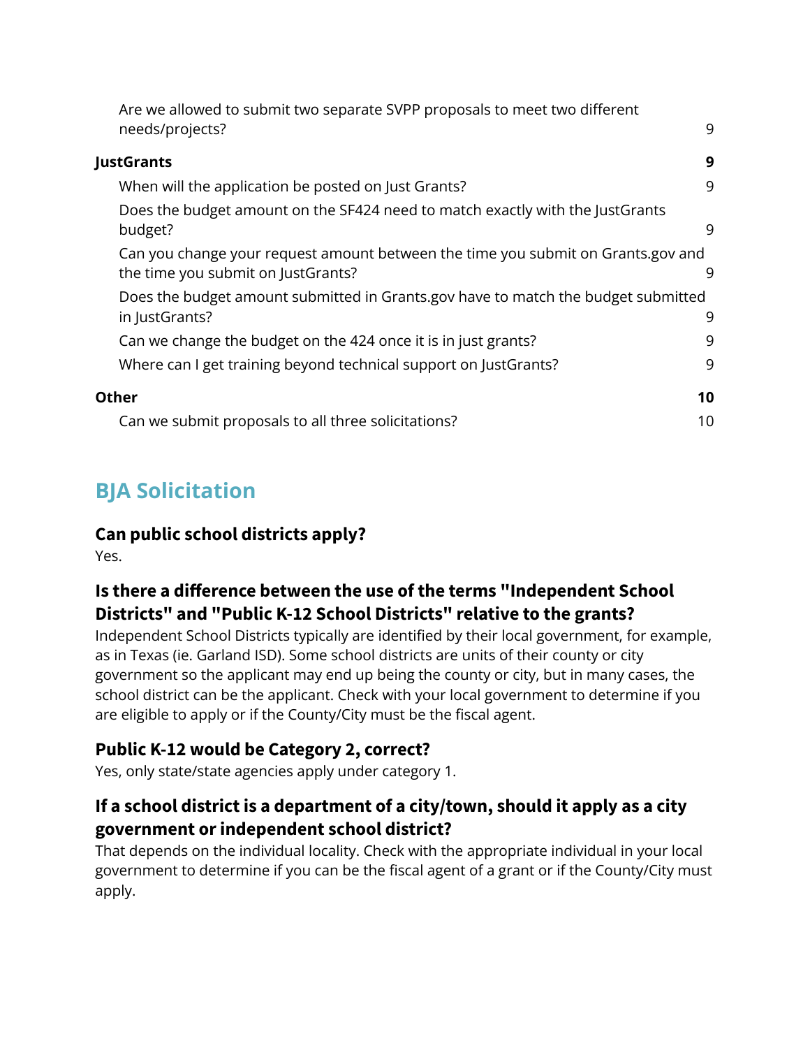Are we allowed to submit two separate SVPP proposals to meet two different needs/projects? 9

**JustGrants** **9**

When will the application be posted on Just Grants? 9

Does the budget amount on the SF424 need to match exactly with the JustGrants budget? 9

Can you change your request amount between the time you submit on Grants.gov and the time you submit on JustGrants? 9

Does the budget amount submitted in Grants.gov have to match the budget submitted in JustGrants? 9

Can we change the budget on the 424 once it is in just grants? 9

Where can I get training beyond technical support on JustGrants? 9

**Other** **10**

Can we submit proposals to all three solicitations? 10

## BJA Solicitation

### Can public school districts apply?

Yes.

### Is there a difference between the use of the terms "Independent School Districts" and "Public K-12 School Districts" relative to the grants?

Independent School Districts typically are identified by their local government, for example, as in Texas (ie. Garland ISD). Some school districts are units of their county or city government so the applicant may end up being the county or city, but in many cases, the school district can be the applicant. Check with your local government to determine if you are eligible to apply or if the County/City must be the fiscal agent.

### Public K-12 would be Category 2, correct?

Yes, only state/state agencies apply under category 1.

### If a school district is a department of a city/town, should it apply as a city government or independent school district?

That depends on the individual locality. Check with the appropriate individual in your local government to determine if you can be the fiscal agent of a grant or if the County/City must apply.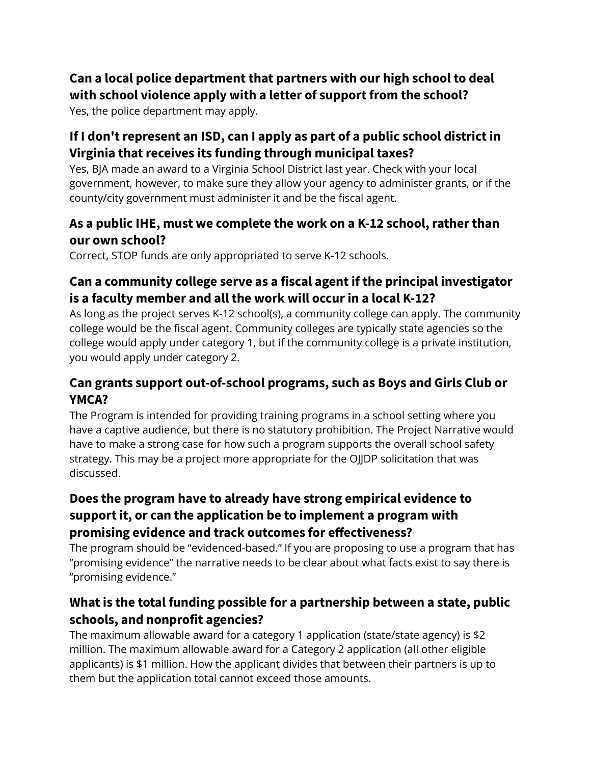### Can a local police department that partners with our high school to deal with school violence apply with a letter of support from the school?

Yes, the police department may apply.

### If I don't represent an ISD, can I apply as part of a public school district in Virginia that receives its funding through municipal taxes?

Yes, BJA made an award to a Virginia School District last year. Check with your local government, however, to make sure they allow your agency to administer grants, or if the county/city government must administer it and be the fiscal agent.

### As a public IHE, must we complete the work on a K-12 school, rather than our own school?

Correct, STOP funds are only appropriated to serve K-12 schools.

### Can a community college serve as a fiscal agent if the principal investigator is a faculty member and all the work will occur in a local K-12?

As long as the project serves K-12 school(s), a community college can apply. The community college would be the fiscal agent. Community colleges are typically state agencies so the college would apply under category 1, but if the community college is a private institution, you would apply under category 2.

### Can grants support out-of-school programs, such as Boys and Girls Club or YMCA?

The Program is intended for providing training programs in a school setting where you have a captive audience, but there is no statutory prohibition. The Project Narrative would have to make a strong case for how such a program supports the overall school safety strategy. This may be a project more appropriate for the OJJDP solicitation that was discussed.

### Does the program have to already have strong empirical evidence to support it, or can the application be to implement a program with promising evidence and track outcomes for effectiveness?

The program should be "evidenced-based." If you are proposing to use a program that has "promising evidence" the narrative needs to be clear about what facts exist to say there is "promising evidence."

### What is the total funding possible for a partnership between a state, public schools, and nonprofit agencies?

The maximum allowable award for a category 1 application (state/state agency) is $2 million. The maximum allowable award for a Category 2 application (all other eligible applicants) is $1 million. How the applicant divides that between their partners is up to them but the application total cannot exceed those amounts.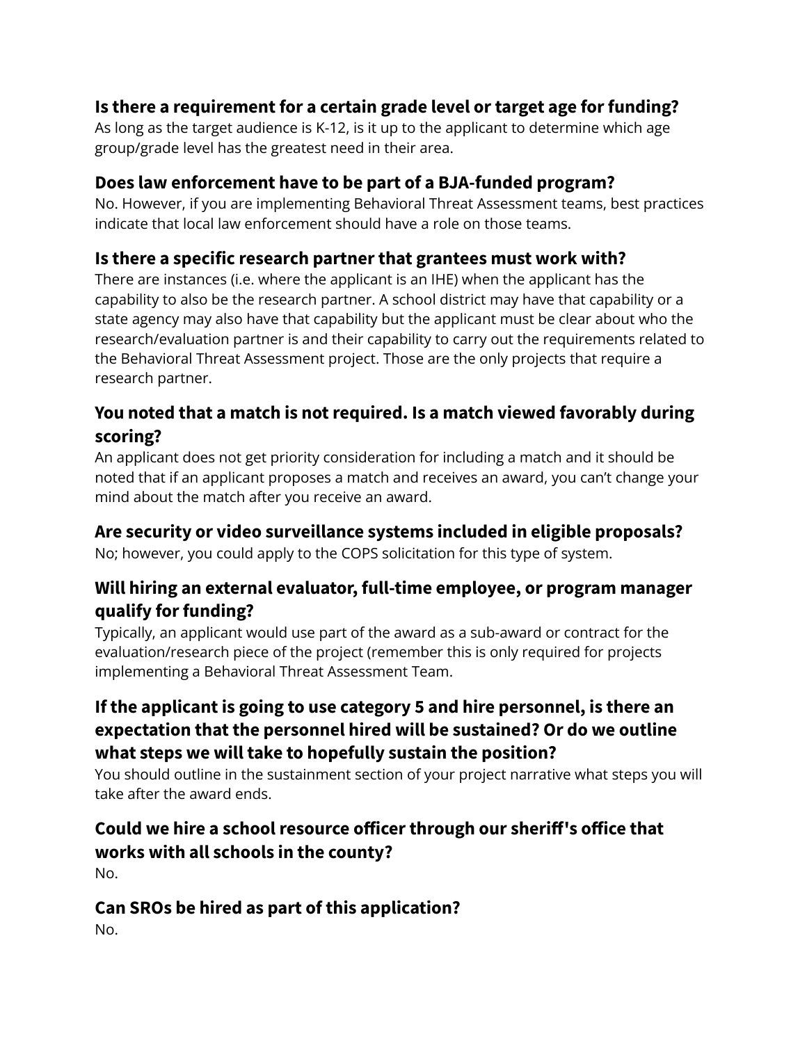### Is there a requirement for a certain grade level or target age for funding?

As long as the target audience is K-12, is it up to the applicant to determine which age group/grade level has the greatest need in their area.

### Does law enforcement have to be part of a BJA-funded program?

No. However, if you are implementing Behavioral Threat Assessment teams, best practices indicate that local law enforcement should have a role on those teams.

### Is there a specific research partner that grantees must work with?

There are instances (i.e. where the applicant is an IHE) when the applicant has the capability to also be the research partner. A school district may have that capability or a state agency may also have that capability but the applicant must be clear about who the research/evaluation partner is and their capability to carry out the requirements related to the Behavioral Threat Assessment project. Those are the only projects that require a research partner.

### You noted that a match is not required. Is a match viewed favorably during scoring?

An applicant does not get priority consideration for including a match and it should be noted that if an applicant proposes a match and receives an award, you can't change your mind about the match after you receive an award.

### Are security or video surveillance systems included in eligible proposals?

No; however, you could apply to the COPS solicitation for this type of system.

### Will hiring an external evaluator, full-time employee, or program manager qualify for funding?

Typically, an applicant would use part of the award as a sub-award or contract for the evaluation/research piece of the project (remember this is only required for projects implementing a Behavioral Threat Assessment Team.

### If the applicant is going to use category 5 and hire personnel, is there an expectation that the personnel hired will be sustained? Or do we outline what steps we will take to hopefully sustain the position?

You should outline in the sustainment section of your project narrative what steps you will take after the award ends.

### Could we hire a school resource officer through our sheriff's office that works with all schools in the county?

No.

### Can SROs be hired as part of this application?

No.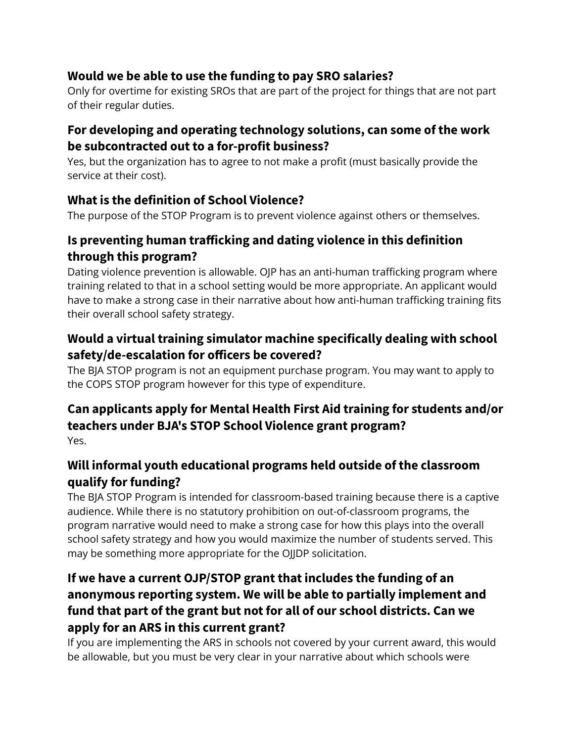### Would we be able to use the funding to pay SRO salaries?

Only for overtime for existing SROs that are part of the project for things that are not part of their regular duties.

### For developing and operating technology solutions, can some of the work be subcontracted out to a for-profit business?

Yes, but the organization has to agree to not make a profit (must basically provide the service at their cost).

### What is the definition of School Violence?

The purpose of the STOP Program is to prevent violence against others or themselves.

### Is preventing human trafficking and dating violence in this definition through this program?

Dating violence prevention is allowable. OJP has an anti-human trafficking program where training related to that in a school setting would be more appropriate. An applicant would have to make a strong case in their narrative about how anti-human trafficking training fits their overall school safety strategy.

### Would a virtual training simulator machine specifically dealing with school safety/de-escalation for officers be covered?

The BJA STOP program is not an equipment purchase program. You may want to apply to the COPS STOP program however for this type of expenditure.

### Can applicants apply for Mental Health First Aid training for students and/or teachers under BJA's STOP School Violence grant program?

Yes.

### Will informal youth educational programs held outside of the classroom qualify for funding?

The BJA STOP Program is intended for classroom-based training because there is a captive audience. While there is no statutory prohibition on out-of-classroom programs, the program narrative would need to make a strong case for how this plays into the overall school safety strategy and how you would maximize the number of students served. This may be something more appropriate for the OJJDP solicitation.

### If we have a current OJP/STOP grant that includes the funding of an anonymous reporting system. We will be able to partially implement and fund that part of the grant but not for all of our school districts. Can we apply for an ARS in this current grant?

If you are implementing the ARS in schools not covered by your current award, this would be allowable, but you must be very clear in your narrative about which schools were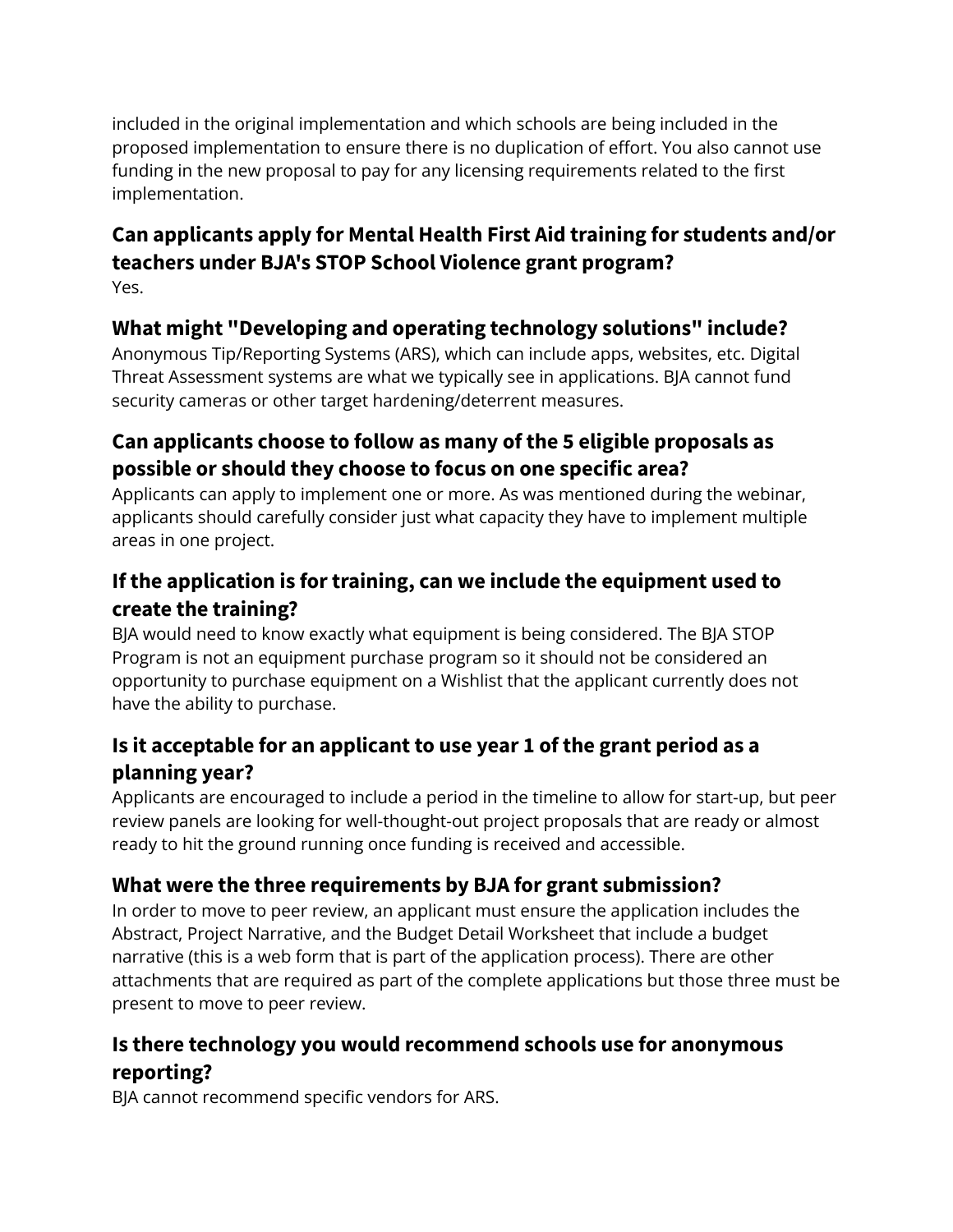included in the original implementation and which schools are being included in the proposed implementation to ensure there is no duplication of effort. You also cannot use funding in the new proposal to pay for any licensing requirements related to the first implementation.

### Can applicants apply for Mental Health First Aid training for students and/or teachers under BJA's STOP School Violence grant program?

Yes.

### What might "Developing and operating technology solutions" include?

Anonymous Tip/Reporting Systems (ARS), which can include apps, websites, etc. Digital Threat Assessment systems are what we typically see in applications. BJA cannot fund security cameras or other target hardening/deterrent measures.

### Can applicants choose to follow as many of the 5 eligible proposals as possible or should they choose to focus on one specific area?

Applicants can apply to implement one or more. As was mentioned during the webinar, applicants should carefully consider just what capacity they have to implement multiple areas in one project.

### If the application is for training, can we include the equipment used to create the training?

BJA would need to know exactly what equipment is being considered. The BJA STOP Program is not an equipment purchase program so it should not be considered an opportunity to purchase equipment on a Wishlist that the applicant currently does not have the ability to purchase.

### Is it acceptable for an applicant to use year 1 of the grant period as a planning year?

Applicants are encouraged to include a period in the timeline to allow for start-up, but peer review panels are looking for well-thought-out project proposals that are ready or almost ready to hit the ground running once funding is received and accessible.

### What were the three requirements by BJA for grant submission?

In order to move to peer review, an applicant must ensure the application includes the Abstract, Project Narrative, and the Budget Detail Worksheet that include a budget narrative (this is a web form that is part of the application process). There are other attachments that are required as part of the complete applications but those three must be present to move to peer review.

### Is there technology you would recommend schools use for anonymous reporting?

BJA cannot recommend specific vendors for ARS.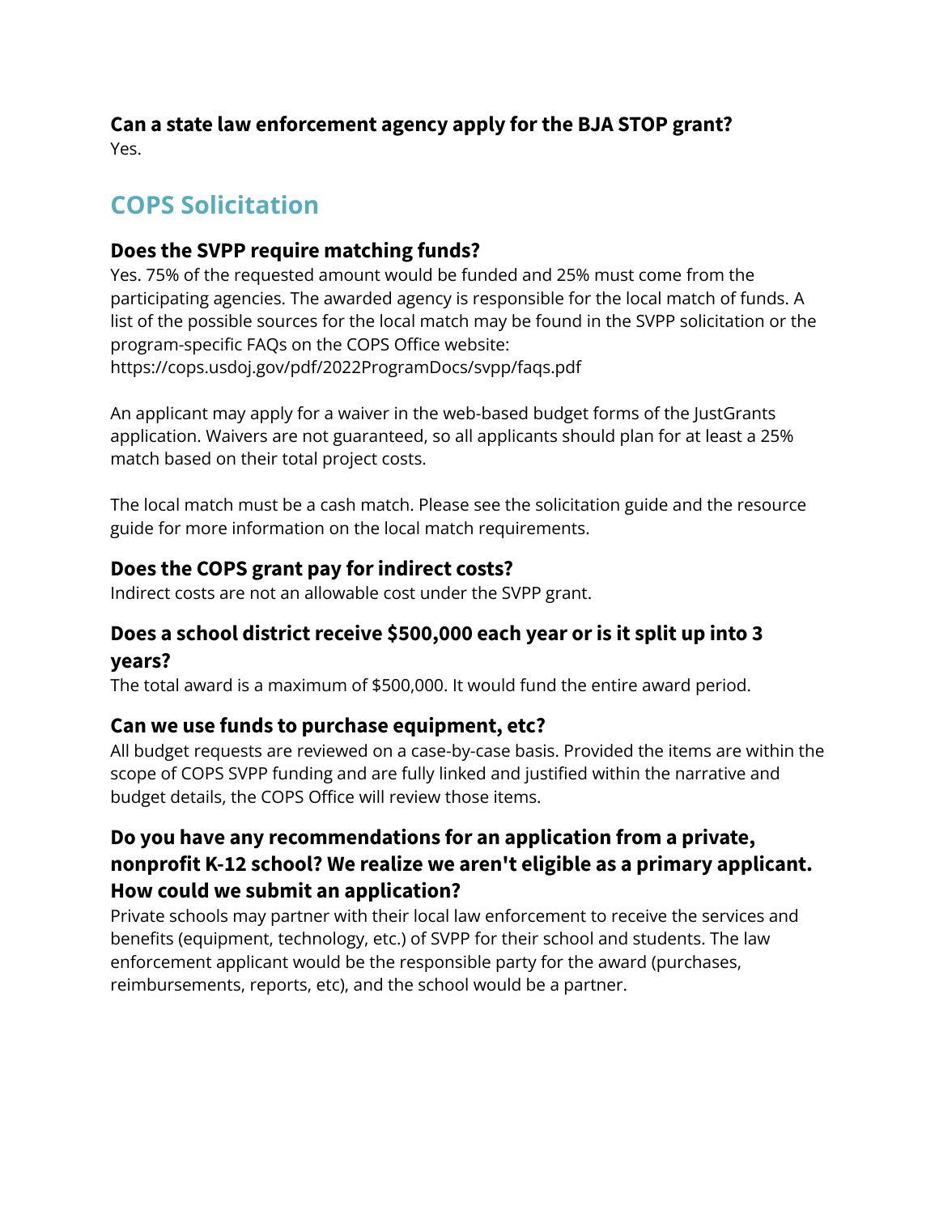### Can a state law enforcement agency apply for the BJA STOP grant?

Yes.

## COPS Solicitation

### Does the SVPP require matching funds?

Yes. 75% of the requested amount would be funded and 25% must come from the participating agencies. The awarded agency is responsible for the local match of funds. A list of the possible sources for the local match may be found in the SVPP solicitation or the program-specific FAQs on the COPS Office website: https://cops.usdoj.gov/pdf/2022ProgramDocs/svpp/faqs.pdf

An applicant may apply for a waiver in the web-based budget forms of the JustGrants application. Waivers are not guaranteed, so all applicants should plan for at least a 25% match based on their total project costs.

The local match must be a cash match. Please see the solicitation guide and the resource guide for more information on the local match requirements.

### Does the COPS grant pay for indirect costs?

Indirect costs are not an allowable cost under the SVPP grant.

### Does a school district receive $500,000 each year or is it split up into 3 years?

The total award is a maximum of $500,000. It would fund the entire award period.

### Can we use funds to purchase equipment, etc?

All budget requests are reviewed on a case-by-case basis. Provided the items are within the scope of COPS SVPP funding and are fully linked and justified within the narrative and budget details, the COPS Office will review those items.

### Do you have any recommendations for an application from a private, nonprofit K-12 school? We realize we aren't eligible as a primary applicant. How could we submit an application?

Private schools may partner with their local law enforcement to receive the services and benefits (equipment, technology, etc.) of SVPP for their school and students. The law enforcement applicant would be the responsible party for the award (purchases, reimbursements, reports, etc), and the school would be a partner.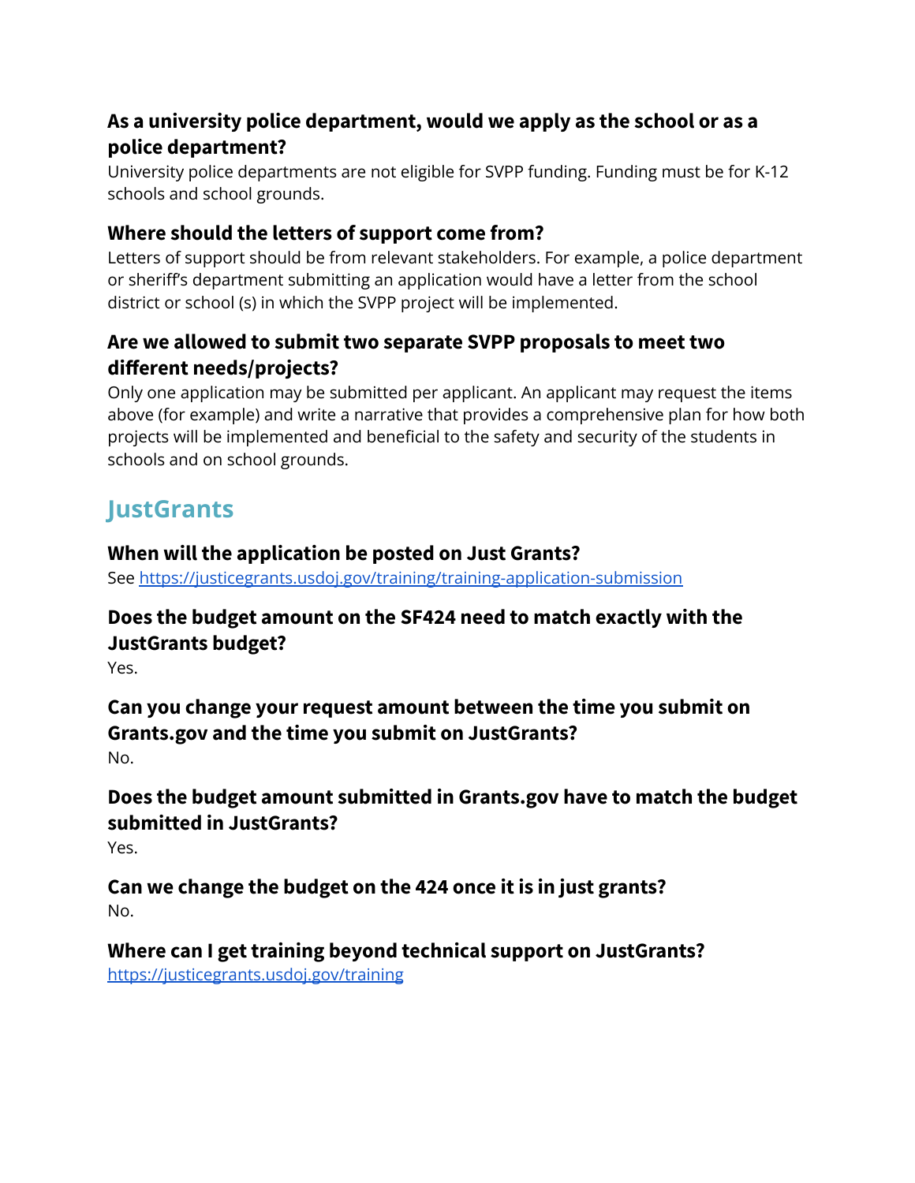### As a university police department, would we apply as the school or as a police department?

University police departments are not eligible for SVPP funding. Funding must be for K-12 schools and school grounds.

### Where should the letters of support come from?

Letters of support should be from relevant stakeholders. For example, a police department or sheriff's department submitting an application would have a letter from the school district or school (s) in which the SVPP project will be implemented.

### Are we allowed to submit two separate SVPP proposals to meet two different needs/projects?

Only one application may be submitted per applicant. An applicant may request the items above (for example) and write a narrative that provides a comprehensive plan for how both projects will be implemented and beneficial to the safety and security of the students in schools and on school grounds.

## JustGrants

### When will the application be posted on Just Grants?

See [https://justicegrants.usdoj.gov/training/training-application-submission](https://justicegrants.usdoj.gov/training/training-application-submission)

### Does the budget amount on the SF424 need to match exactly with the JustGrants budget?

Yes.

### Can you change your request amount between the time you submit on Grants.gov and the time you submit on JustGrants?

No.

### Does the budget amount submitted in Grants.gov have to match the budget submitted in JustGrants?

Yes.

### Can we change the budget on the 424 once it is in just grants?

No.

### Where can I get training beyond technical support on JustGrants?

[https://justicegrants.usdoj.gov/training](https://justicegrants.usdoj.gov/training)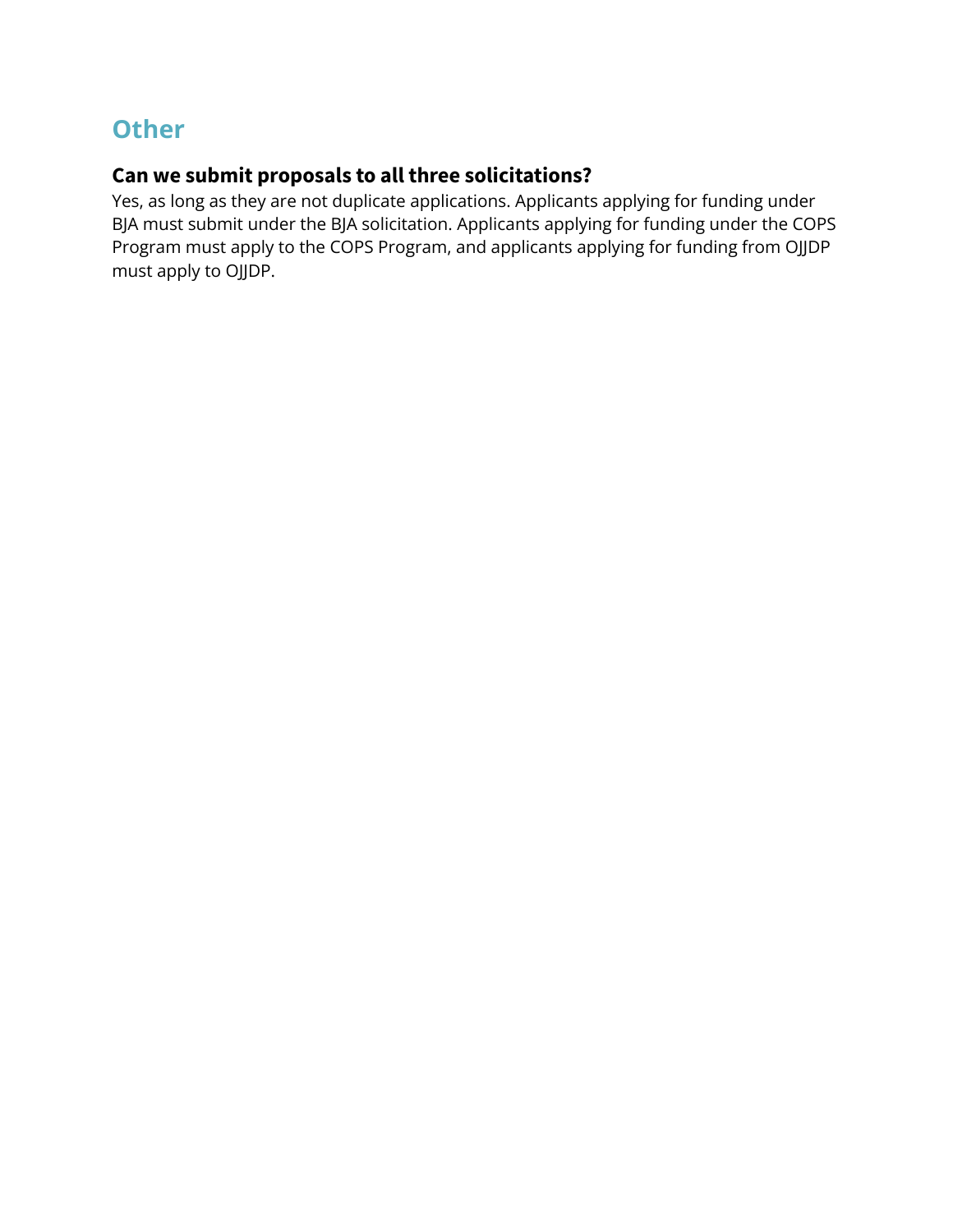## Other

### Can we submit proposals to all three solicitations?

Yes, as long as they are not duplicate applications. Applicants applying for funding under BJA must submit under the BJA solicitation. Applicants applying for funding under the COPS Program must apply to the COPS Program, and applicants applying for funding from OJJDP must apply to OJJDP.